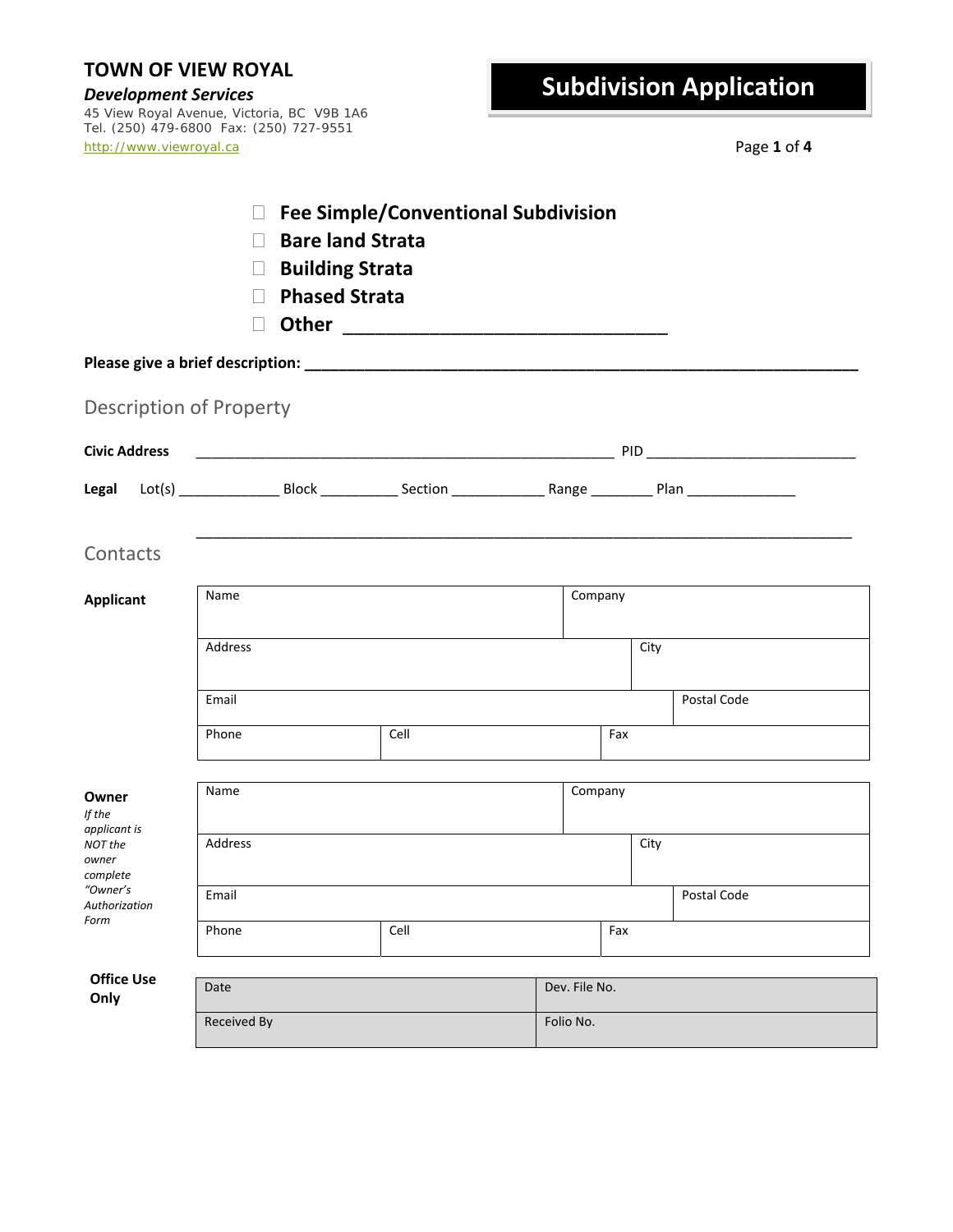**TOWN OF VIEW ROYAL**

***Development Services***

45 View Royal Avenue, Victoria, BC V9B 1A6
Tel. (250) 479-6800 Fax: (250) 727-9551
http://www.viewroyal.ca

# Subdivision Application

- ☐ **Fee Simple/Conventional Subdivision**
- ☐ **Bare land Strata**
- ☐ **Building Strata**
- ☐ **Phased Strata**
- ☐ **Other** ________________________________

**Please give a brief description:** ________________________________________________________________

## Description of Property

**Civic Address** ____________________________________________________ PID __________________________

**Legal** Lot(s) _____________ Block __________ Section ____________ Range ________ Plan ______________

________________________________________________________________________________

## Contacts

**Applicant**

| | | | |
|---|---|---|---|
| Name | | Company | |
| Address | | | City |
| Email | | | Postal Code |
| Phone | Cell | Fax | |

**Owner**
*If the applicant is NOT the owner complete "Owner's Authorization Form*

| | | | |
|---|---|---|---|
| Name | | Company | |
| Address | | | City |
| Email | | | Postal Code |
| Phone | Cell | Fax | |

**Office Use Only**

| | |
|---|---|
| Date | Dev. File No. |
| Received By | Folio No. |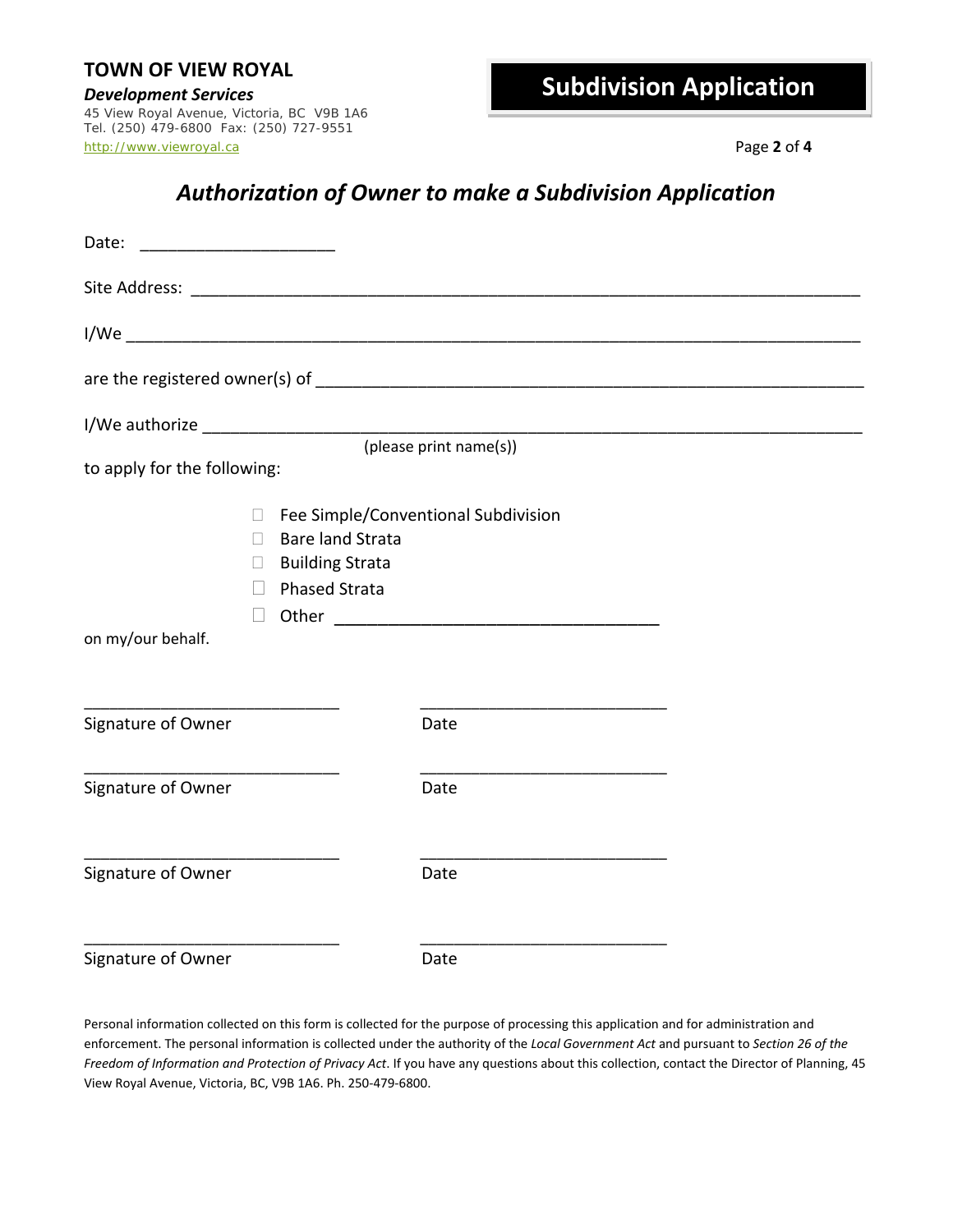**TOWN OF VIEW ROYAL**

***Development Services***

45 View Royal Avenue, Victoria, BC V9B 1A6
Tel. (250) 479-6800 Fax: (250) 727-9551
http://www.viewroyal.ca

# Subdivision Application

## *Authorization of Owner to make a Subdivision Application*

Date: ____________________

Site Address: ____________________________________________________________________

I/We ____________________________________________________________________________

are the registered owner(s) of _____________________________________________________

I/We authorize _____________________________________________________________________
(please print name(s))

to apply for the following:

- ☐ Fee Simple/Conventional Subdivision
- ☐ Bare land Strata
- ☐ Building Strata
- ☐ Phased Strata
- ☐ Other __________________________________

on my/our behalf.

| | |
|---|---|
| ____________________________ | ____________________________ |
| Signature of Owner | Date |
| ____________________________ | ____________________________ |
| Signature of Owner | Date |
| ____________________________ | ____________________________ |
| Signature of Owner | Date |
| ____________________________ | ____________________________ |
| Signature of Owner | Date |

Personal information collected on this form is collected for the purpose of processing this application and for administration and enforcement. The personal information is collected under the authority of the *Local Government Act* and pursuant to *Section 26 of the Freedom of Information and Protection of Privacy Act*. If you have any questions about this collection, contact the Director of Planning, 45 View Royal Avenue, Victoria, BC, V9B 1A6. Ph. 250-479-6800.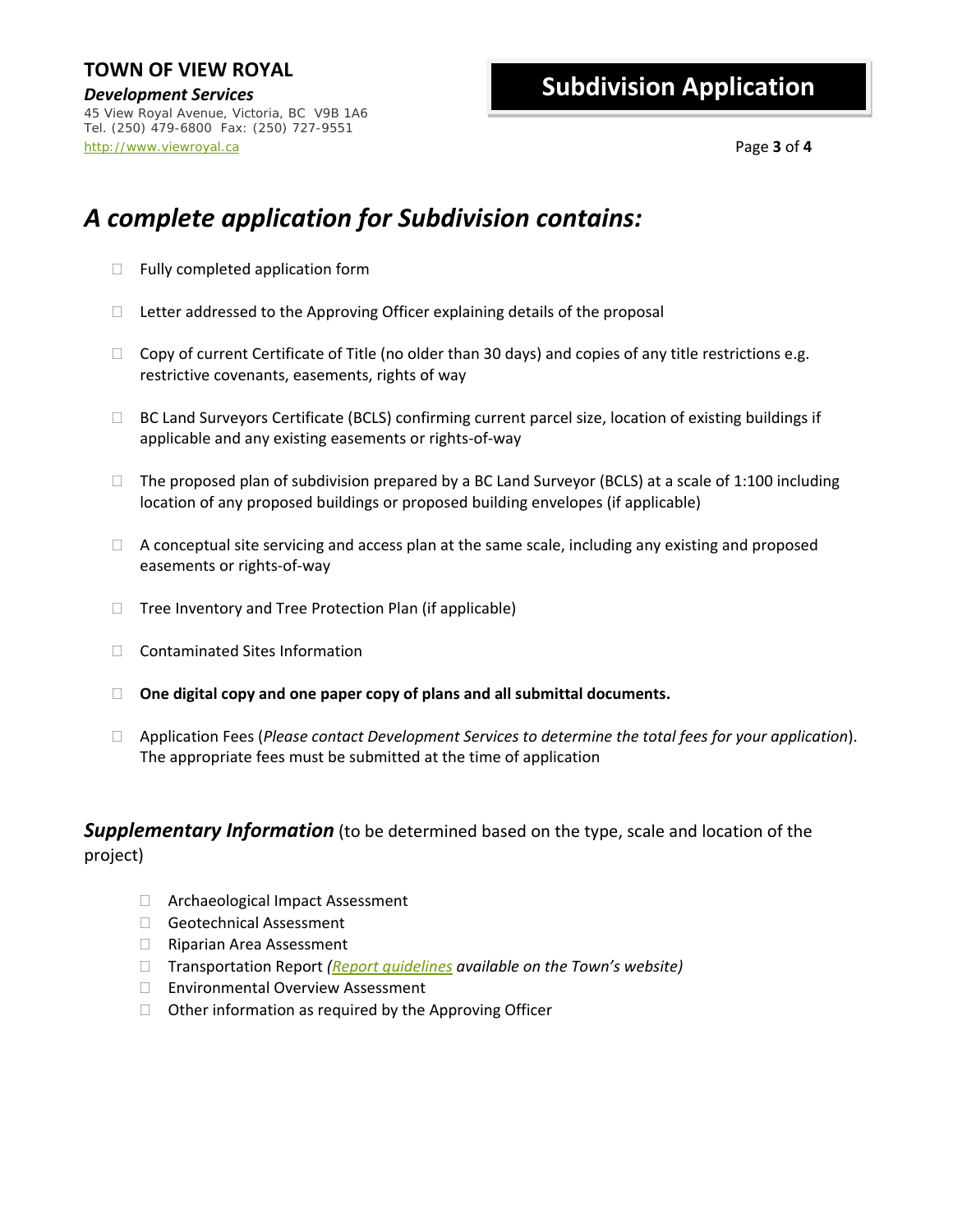# A complete application for Subdivision contains:

- ☐ Fully completed application form
- ☐ Letter addressed to the Approving Officer explaining details of the proposal
- ☐ Copy of current Certificate of Title (no older than 30 days) and copies of any title restrictions e.g. restrictive covenants, easements, rights of way
- ☐ BC Land Surveyors Certificate (BCLS) confirming current parcel size, location of existing buildings if applicable and any existing easements or rights-of-way
- ☐ The proposed plan of subdivision prepared by a BC Land Surveyor (BCLS) at a scale of 1:100 including location of any proposed buildings or proposed building envelopes (if applicable)
- ☐ A conceptual site servicing and access plan at the same scale, including any existing and proposed easements or rights-of-way
- ☐ Tree Inventory and Tree Protection Plan (if applicable)
- ☐ Contaminated Sites Information
- ☐ **One digital copy and one paper copy of plans and all submittal documents.**
- ☐ Application Fees (*Please contact Development Services to determine the total fees for your application*). The appropriate fees must be submitted at the time of application

***Supplementary Information*** (to be determined based on the type, scale and location of the project)

- ☐ Archaeological Impact Assessment
- ☐ Geotechnical Assessment
- ☐ Riparian Area Assessment
- ☐ Transportation Report *(Report guidelines available on the Town's website)*
- ☐ Environmental Overview Assessment
- ☐ Other information as required by the Approving Officer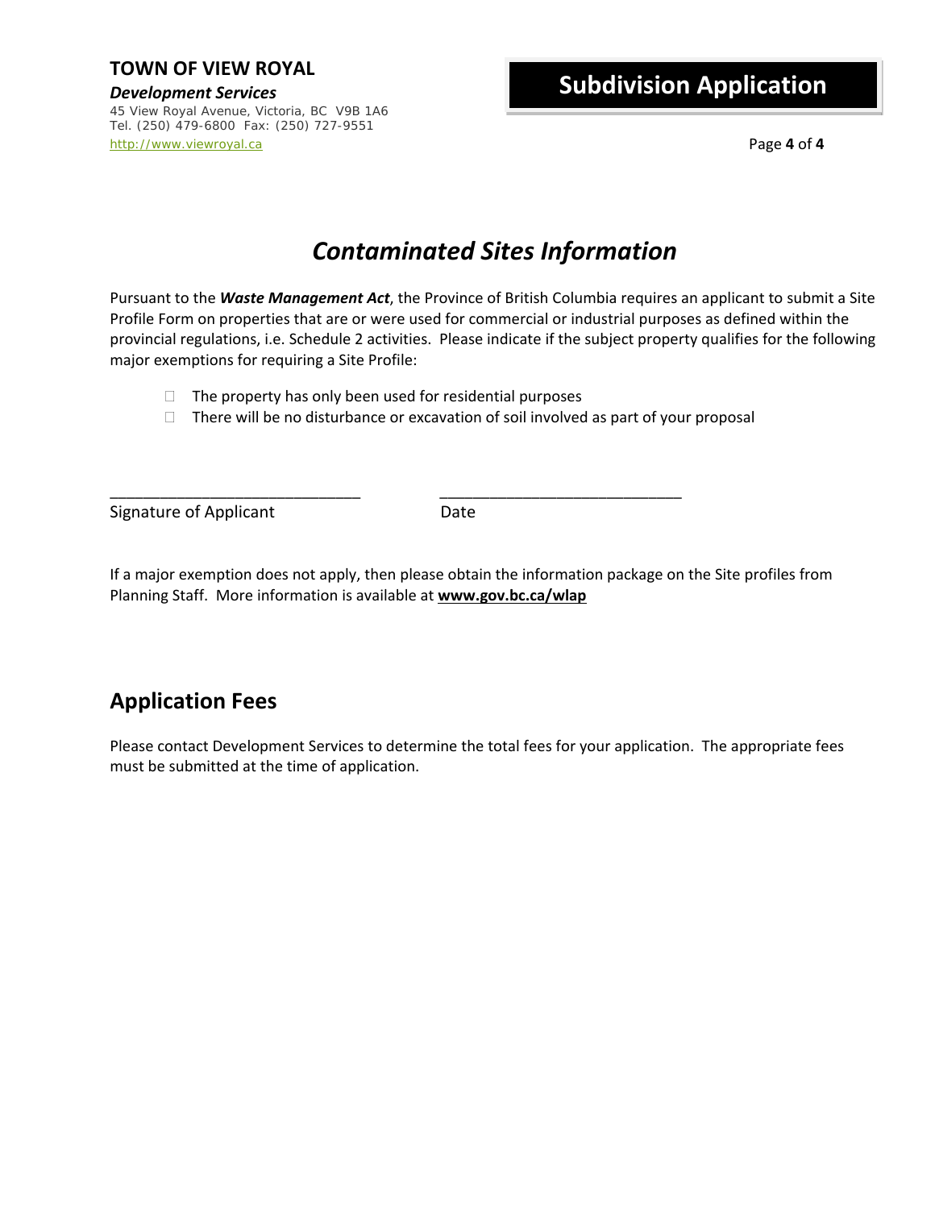# Contaminated Sites Information

Pursuant to the ***Waste Management Act***, the Province of British Columbia requires an applicant to submit a Site Profile Form on properties that are or were used for commercial or industrial purposes as defined within the provincial regulations, i.e. Schedule 2 activities. Please indicate if the subject property qualifies for the following major exemptions for requiring a Site Profile:

- ☐ The property has only been used for residential purposes
- ☐ There will be no disturbance or excavation of soil involved as part of your proposal

| | |
|---|---|
| _____________________________ | ____________________________ |
| Signature of Applicant | Date |

If a major exemption does not apply, then please obtain the information package on the Site profiles from Planning Staff. More information is available at **www.gov.bc.ca/wlap**

## Application Fees

Please contact Development Services to determine the total fees for your application. The appropriate fees must be submitted at the time of application.